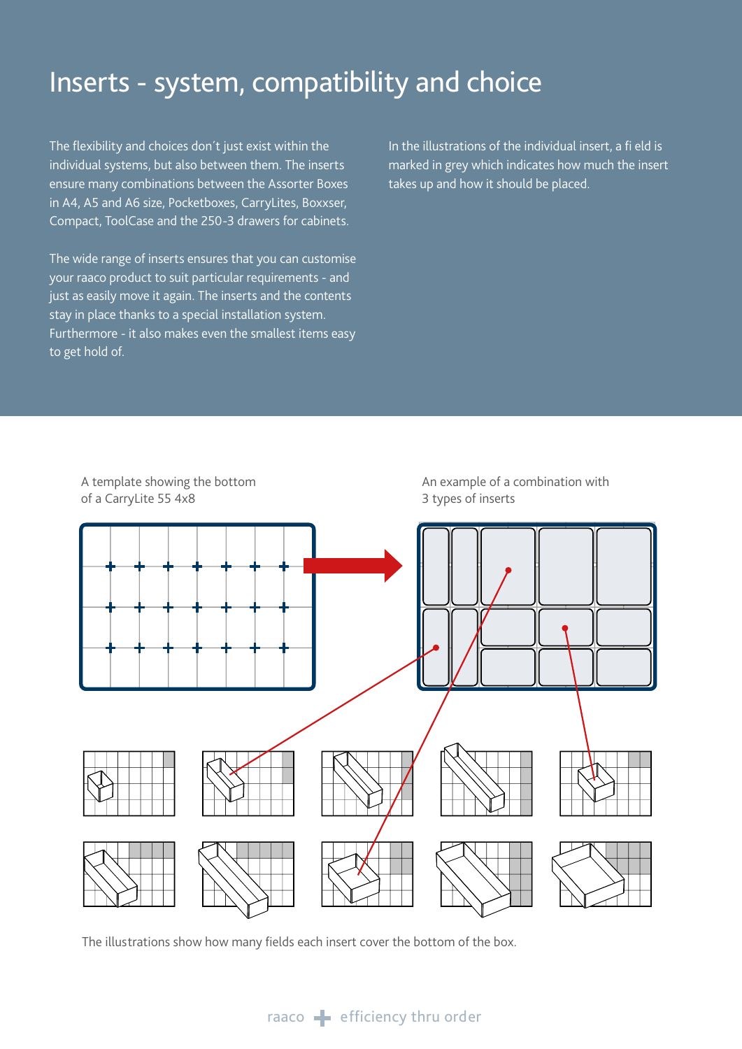# Inserts - system, compatibility and choice

The flexibility and choices don´t just exist within the individual systems, but also between them. The inserts ensure many combinations between the Assorter Boxes in A4, A5 and A6 size, Pocketboxes, CarryLites, Boxxser, Compact, ToolCase and the 250-3 drawers for cabinets.

The wide range of inserts ensures that you can customise your raaco product to suit particular requirements - and just as easily move it again. The inserts and the contents stay in place thanks to a special installation system. Furthermore - it also makes even the smallest items easy to get hold of.

In the illustrations of the individual insert, a fi eld is marked in grey which indicates how much the insert takes up and how it should be placed.

A template showing the bottom of a CarryLite 55 4x8

An example of a combination with 3 types of inserts

The illustrations show how many fields each insert cover the bottom of the box.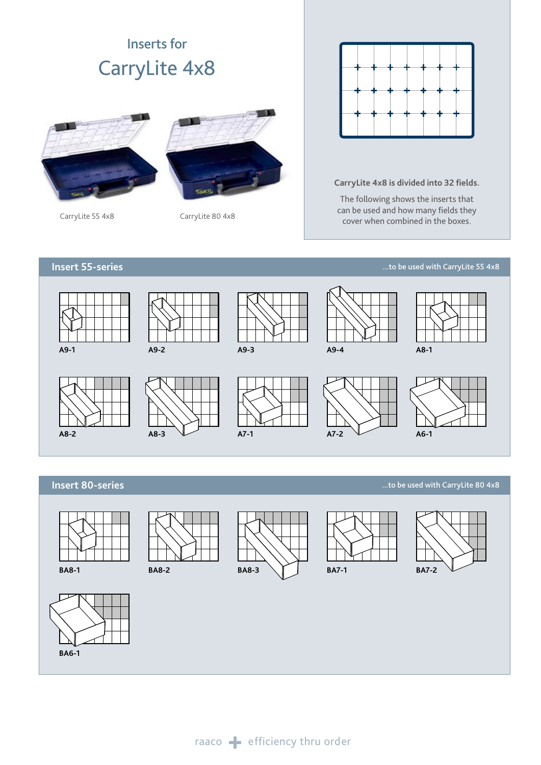Inserts for

# CarryLite 4x8

CarryLite 55 4x8

CarryLite 80 4x8

**CarryLite 4x8 is divided into 32 fields.**

The following shows the inserts that can be used and how many fields they cover when combined in the boxes.

## Insert 55-series

...to be used with CarryLite 55 4x8

A9-1

A9-2

A9-3

A9-4

A8-1

A8-2

A8-3

A7-1

A7-2

A6-1

## Insert 80-series

...to be used with CarryLite 80 4x8

BA8-1

BA8-2

BA8-3

BA7-1

BA7-2

BA6-1

raaco efficiency thru order